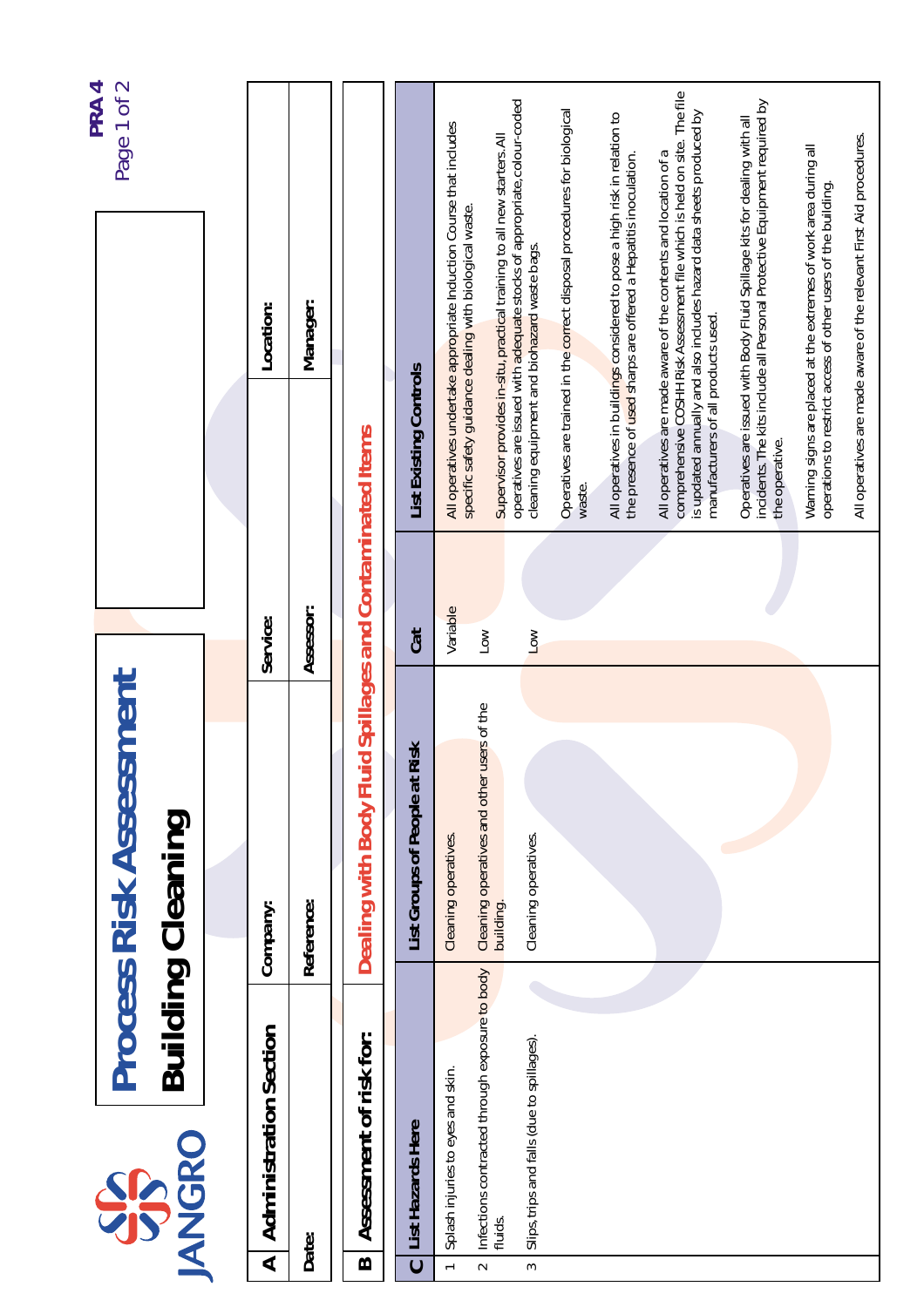JANGRO

# Process Risk Assessment

## Building Cleaning

PRA 4

| A | Administration Section | Company: | Service: | Location: |
|---|---|---|---|---|
| | Date: | Reference: | Assessor: | Manager: |

**B Assessment of risk for:** Dealing with Body Fluid Spillages and Contaminated Items

| C | List Hazards Here | List Groups of People at Risk | Cat | List Existing Controls |
|---|---|---|---|---|
| 1 | Splash injuries to eyes and skin. | Cleaning operatives. | Variable | All operatives undertake appropriate Induction Course that includes specific safety guidance dealing with biological waste. |
| 2 | Infections contracted through exposure to body fluids. | Cleaning operatives and other users of the building. | Low | Supervisor provides in-situ, practical training to all new starters. All operatives are issued with adequate stocks of appropriate, colour-coded cleaning equipment and biohazard waste bags. |
| 3 | Slips, trips and falls (due to spillages). | Cleaning operatives. | Low | Operatives are trained in the correct disposal procedures for biological waste. |
| | | | | All operatives in buildings considered to pose a high risk in relation to the presence of used sharps are offered a Hepatitis inoculation. |
| | | | | All operatives are made aware of the contents and location of a comprehensive COSHH Risk Assessment file which is held on site. The file is updated annually and also includes hazard data sheets produced by manufacturers of all products used. |
| | | | | Operatives are issued with Body Fluid Spillage kits for dealing with all incidents. The kits include all Personal Protective Equipment required by the operative. |
| | | | | Warning signs are placed at the extremes of work area during all operations to restrict access of other users of the building. |
| | | | | All operatives are made aware of the relevant First Aid procedures. |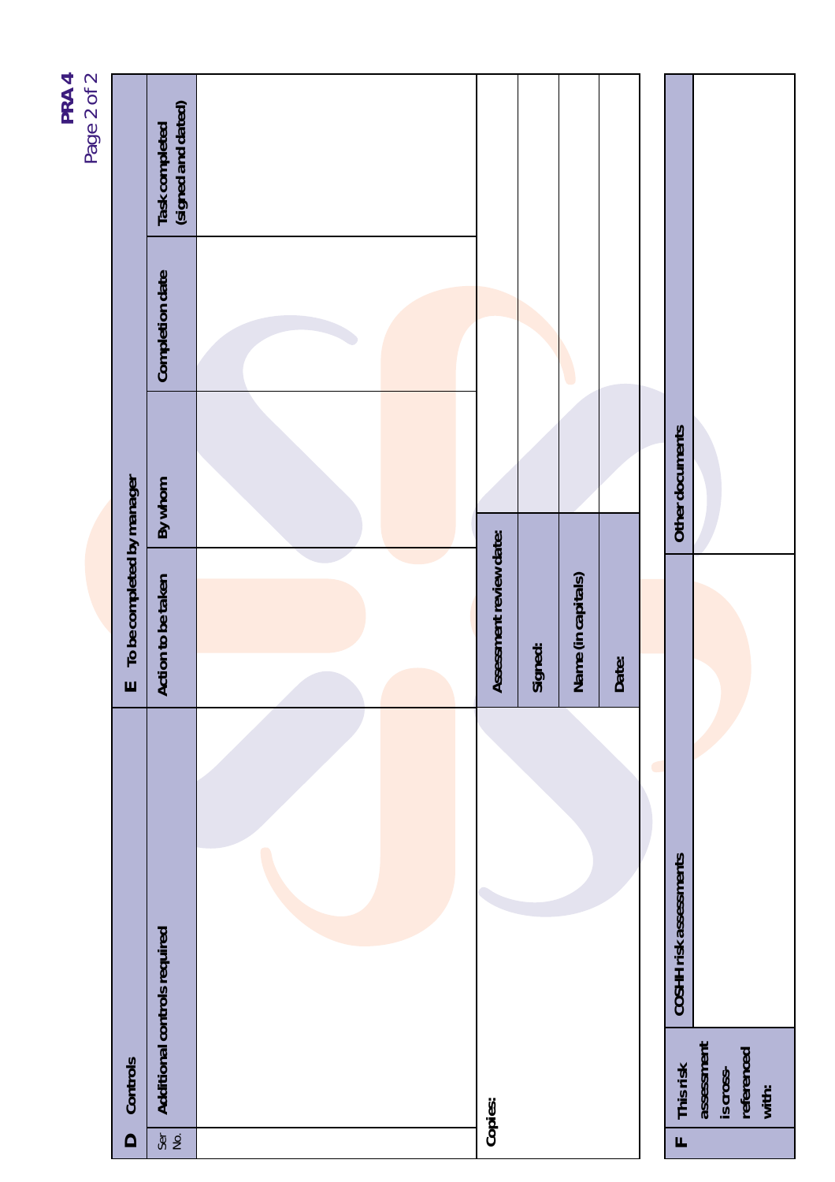## D Controls

| Ser No. | Additional controls required |
|---|---|
| | |

## E To be completed by manager

| Action to be taken | By whom | Completion date | Task completed (signed and dated) |
|---|---|---|---|
| | | | |

Copies:

| | |
|---|---|
| Assessment review date: | |
| Signed: | |
| Name (in capitals) | |
| Date: | |

## F This risk assessment is cross-referenced with:

| COSHH risk assessments | Other documents |
|---|---|
| | |